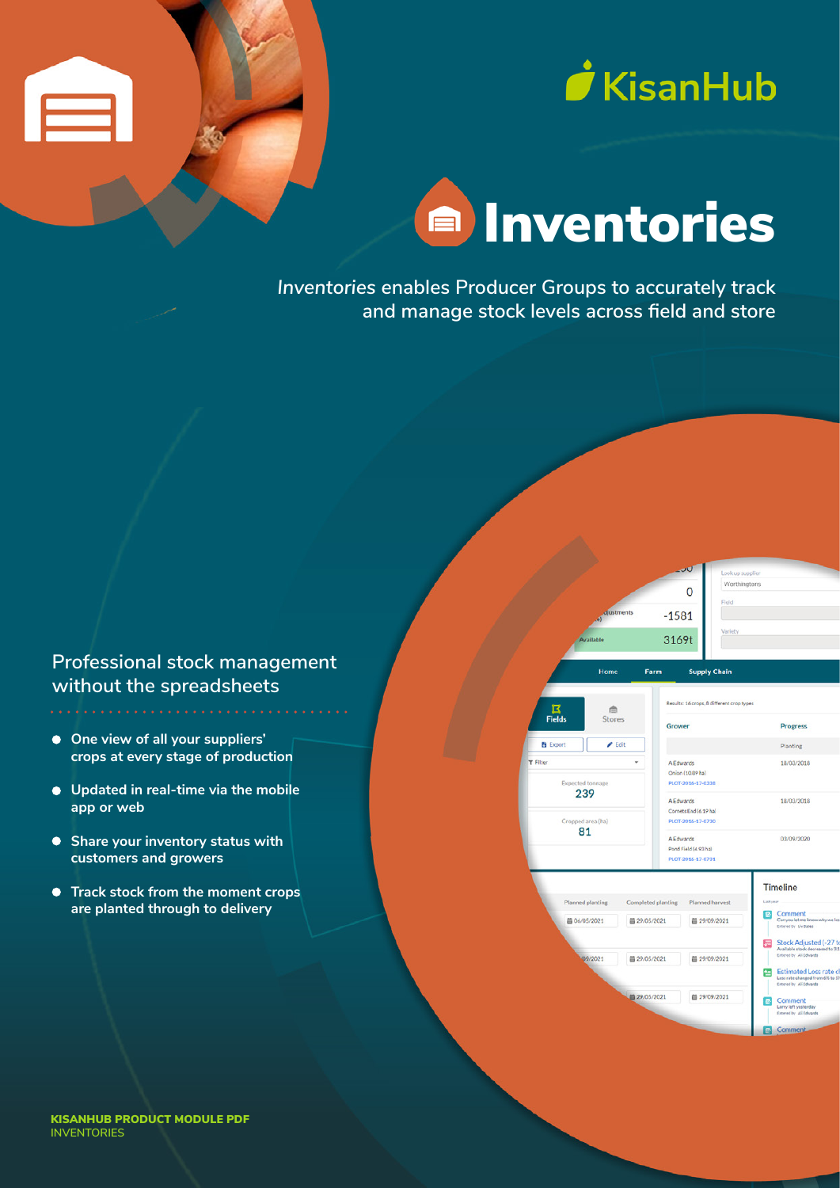KisanHub

# Inventories

*Inventories* enables Producer Groups to accurately track and manage stock levels across field and store

## Professional stock management without the spreadsheets

- One view of all your suppliers' crops at every stage of production
- Updated in real-time via the mobile app or web
- Share your inventory status with customers and growers
- Track stock from the moment crops are planted through to delivery

**KISANHUB PRODUCT MODULE PDF**
INVENTORIES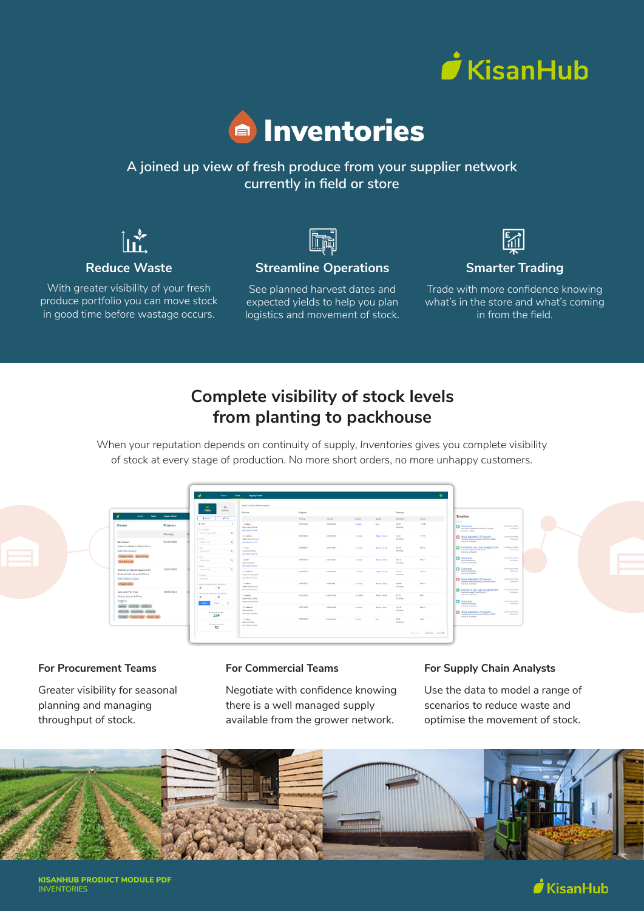KisanHub

# Inventories

A joined up view of fresh produce from your supplier network currently in field or store

### Reduce Waste

With greater visibility of your fresh produce portfolio you can move stock in good time before wastage occurs.

### Streamline Operations

See planned harvest dates and expected yields to help you plan logistics and movement of stock.

### Smarter Trading

Trade with more confidence knowing what's in the store and what's coming in from the field.

## Complete visibility of stock levels from planting to packhouse

When your reputation depends on continuity of supply, *Inventories* gives you complete visibility of stock at every stage of production. No more short orders, no more unhappy customers.

### For Procurement Teams

Greater visibility for seasonal planning and managing throughput of stock.

### For Commercial Teams

Negotiate with confidence knowing there is a well managed supply available from the grower network.

### For Supply Chain Analysts

Use the data to model a range of scenarios to reduce waste and optimise the movement of stock.

**KISANHUB PRODUCT MODULE PDF**
INVENTORIES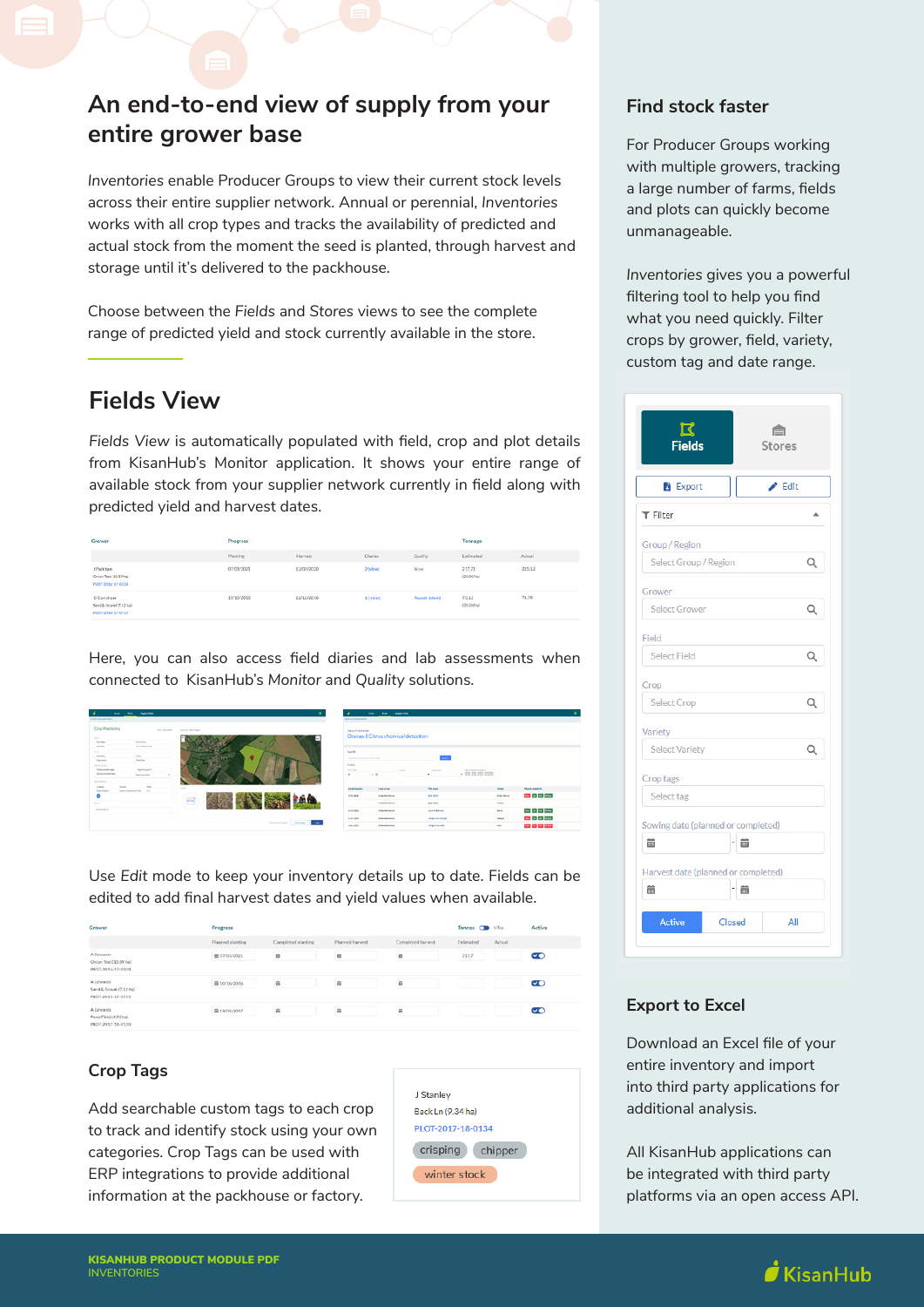# An end-to-end view of supply from your entire grower base

*Inventories* enable Producer Groups to view their current stock levels across their entire supplier network. Annual or perennial, *Inventories* works with all crop types and tracks the availability of predicted and actual stock from the moment the seed is planted, through harvest and storage until it's delivered to the packhouse.

Choose between the *Fields* and *Stores* views to see the complete range of predicted yield and stock currently available in the store.

## Fields View

*Fields View* is automatically populated with field, crop and plot details from KisanHub's Monitor application. It shows your entire range of available stock from your supplier network currently in field along with predicted yield and harvest dates.

Here, you can also access field diaries and lab assessments when connected to KisanHub's *Monitor* and *Quality* solutions.

Use *Edit* mode to keep your inventory details up to date. Fields can be edited to add final harvest dates and yield values when available.

### Crop Tags

Add searchable custom tags to each crop to track and identify stock using your own categories. Crop Tags can be used with ERP integrations to provide additional information at the packhouse or factory.

J Stanley
Back Ln (9.34 ha)
PLOT-2017-18-0134
crisping
chipper
winter stock

### Find stock faster

For Producer Groups working with multiple growers, tracking a large number of farms, fields and plots can quickly become unmanageable.

*Inventories* gives you a powerful filtering tool to help you find what you need quickly. Filter crops by grower, field, variety, custom tag and date range.

### Export to Excel

Download an Excel file of your entire inventory and import into third party applications for additional analysis.

All KisanHub applications can be integrated with third party platforms via an open access API.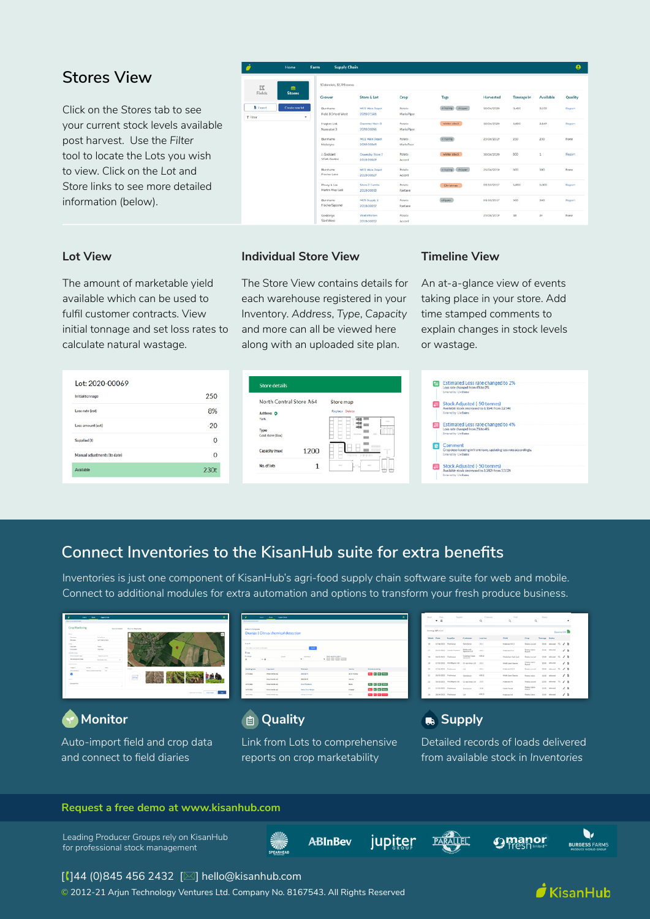## Stores View

Click on the Stores tab to see your current stock levels available post harvest. Use the *Filter* tool to locate the Lots you wish to view. Click on the Lot and Store links to see more detailed information (below).

### Lot View

The amount of marketable yield available which can be used to fulfil customer contracts. View initial tonnage and set loss rates to calculate natural wastage.

### Individual Store View

The Store View contains details for each warehouse registered in your Inventory. *Address*, *Type*, *Capacity* and more can all be viewed here along with an uploaded site plan.

### Timeline View

An at-a-glance view of events taking place in your store. Add time stamped comments to explain changes in stock levels or wastage.

## Connect Inventories to the KisanHub suite for extra benefits

Inventories is just one component of KisanHub's agri-food supply chain software suite for web and mobile. Connect to additional modules for extra automation and options to transform your fresh produce business.

### Monitor

Auto-import field and crop data and connect to field diaries

### Quality

Link from Lots to comprehensive reports on crop marketability

### Supply

Detailed records of loads delivered from available stock in *Inventories*

**Request a free demo at www.kisanhub.com**

Leading Producer Groups rely on KisanHub for professional stock management

+44 (0)845 456 2432 hello@kisanhub.com

© 2012-21 Arjun Technology Ventures Ltd. Company No. 8167543. All Rights Reserved

KisanHub